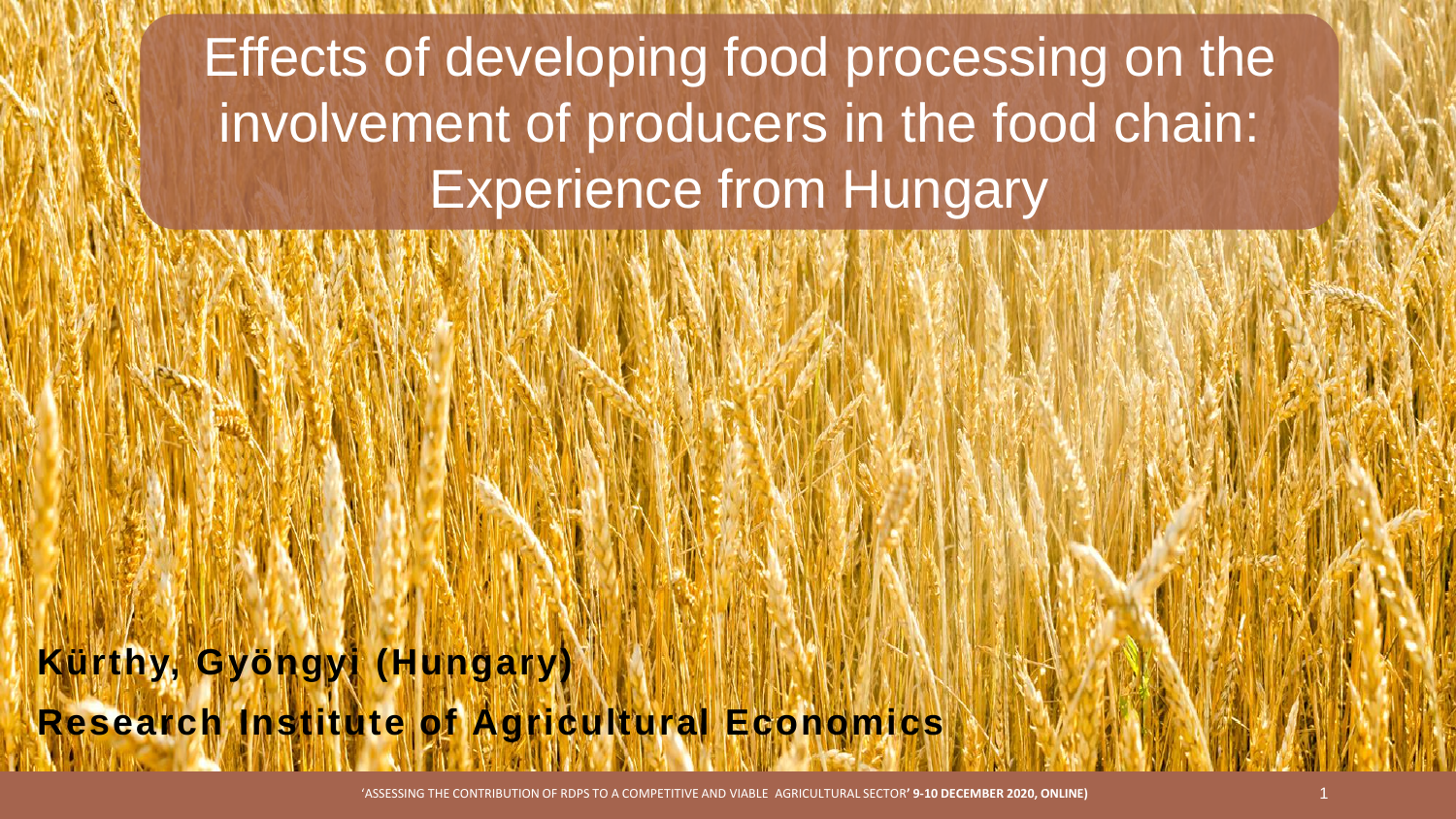# Effects of developing food processing on the involvement of producers in the food chain: Experience from Hungary

**Kürthy, Gyöngyi (Hungary)**

**Research Institute of Agricultural Economics**

'ASSESSING THE CONTRIBUTION OF RDPS TO A COMPETITIVE AND VIABLE AGRICULTURAL SECTOR' **9-10 DECEMBER 2020, ONLINE)**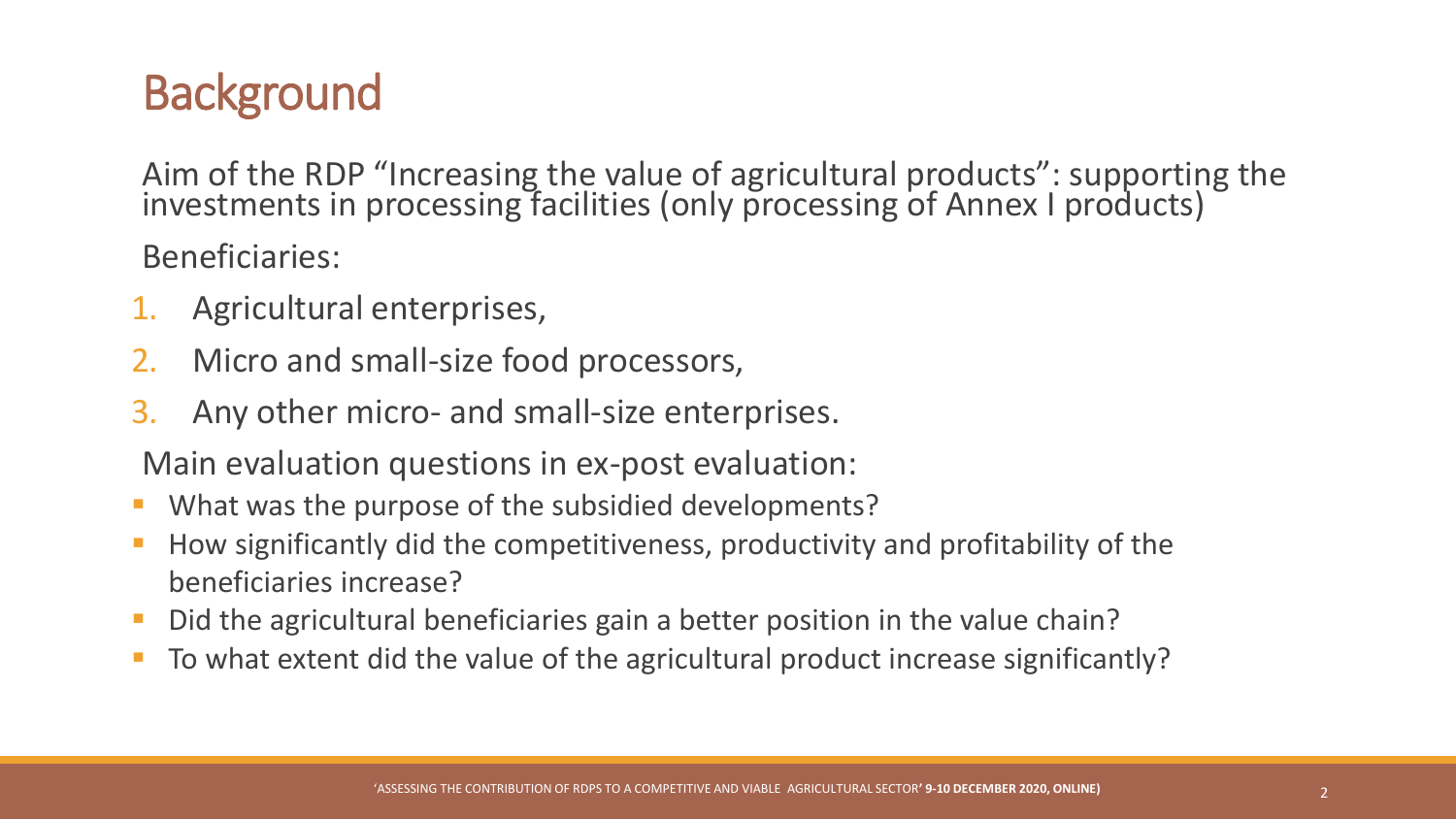# Background

Aim of the RDP "Increasing the value of agricultural products": supporting the investments in processing facilities (only processing of Annex I products)

Beneficiaries:

1. Agricultural enterprises,
2. Micro and small-size food processors,
3. Any other micro- and small-size enterprises.

Main evaluation questions in ex-post evaluation:

- What was the purpose of the subsidied developments?
- How significantly did the competitiveness, productivity and profitability of the beneficiaries increase?
- Did the agricultural beneficiaries gain a better position in the value chain?
- To what extent did the value of the agricultural product increase significantly?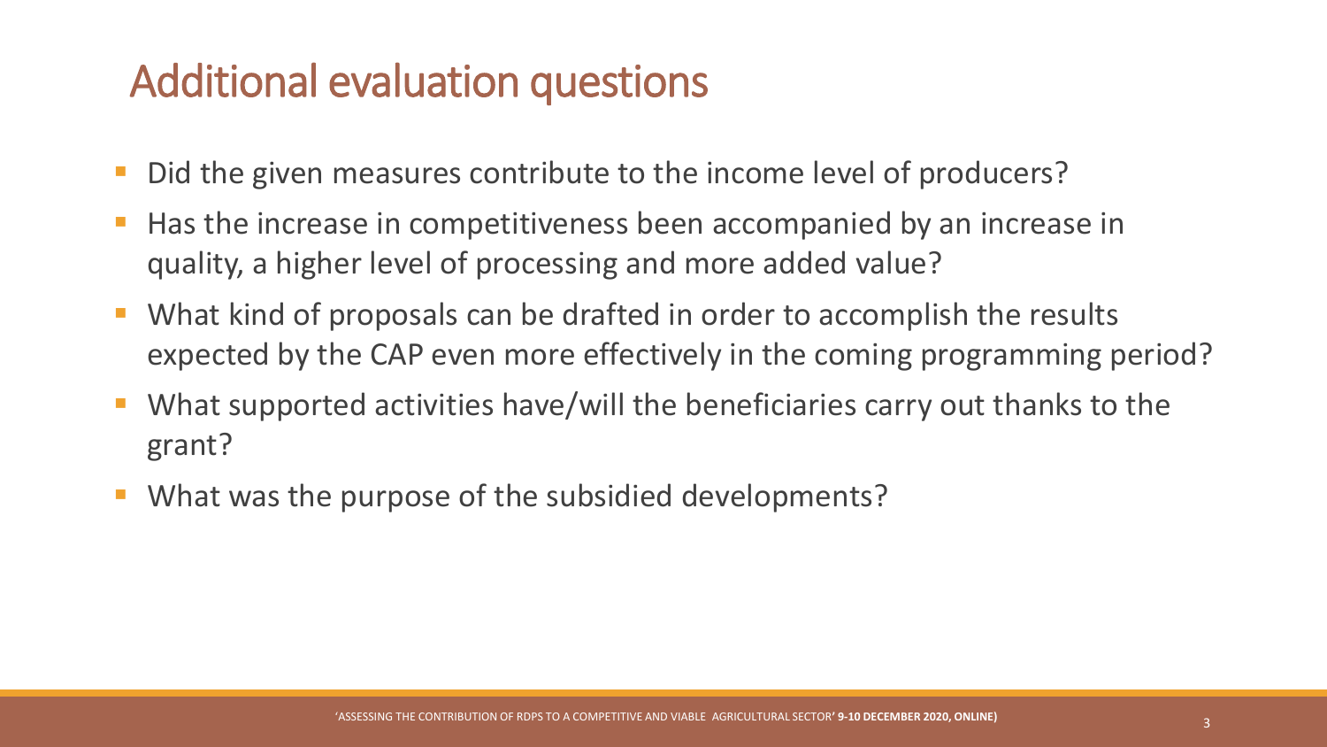# Additional evaluation questions

- Did the given measures contribute to the income level of producers?
- Has the increase in competitiveness been accompanied by an increase in quality, a higher level of processing and more added value?
- What kind of proposals can be drafted in order to accomplish the results expected by the CAP even more effectively in the coming programming period?
- What supported activities have/will the beneficiaries carry out thanks to the grant?
- What was the purpose of the subsidied developments?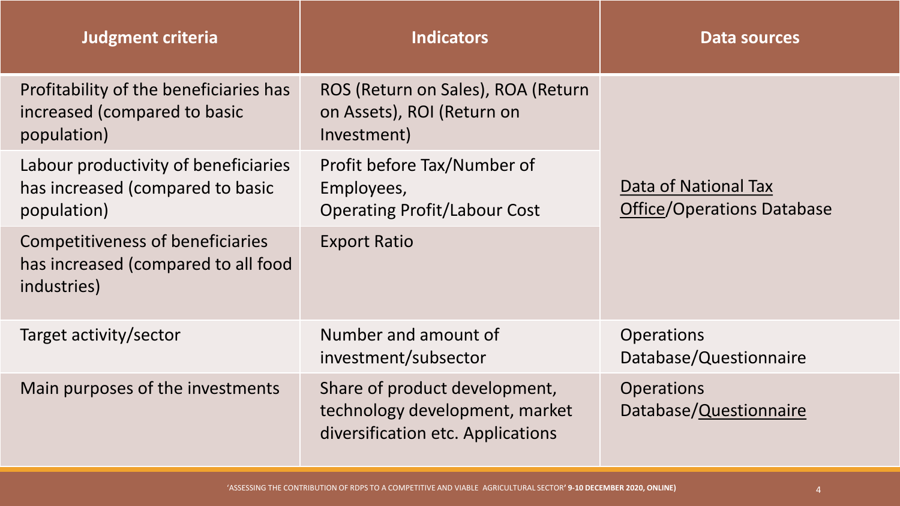| Judgment criteria | Indicators | Data sources |
|---|---|---|
| Profitability of the beneficiaries has increased (compared to basic population) | ROS (Return on Sales), ROA (Return on Assets), ROI (Return on Investment) | Data of National Tax Office/Operations Database |
| Labour productivity of beneficiaries has increased (compared to basic population) | Profit before Tax/Number of Employees, Operating Profit/Labour Cost | Data of National Tax Office/Operations Database |
| Competitiveness of beneficiaries has increased (compared to all food industries) | Export Ratio | Data of National Tax Office/Operations Database |
| Target activity/sector | Number and amount of investment/subsector | Operations Database/Questionnaire |
| Main purposes of the investments | Share of product development, technology development, market diversification etc. Applications | Operations Database/Questionnaire |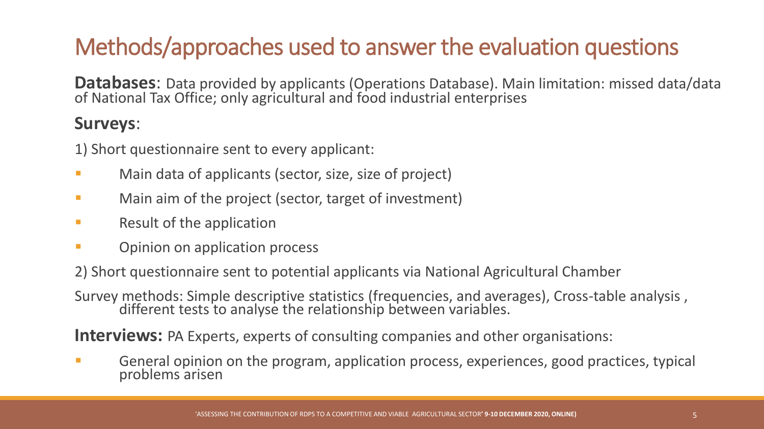# Methods/approaches used to answer the evaluation questions

**Databases**: Data provided by applicants (Operations Database). Main limitation: missed data/data of National Tax Office; only agricultural and food industrial enterprises

**Surveys**:

1) Short questionnaire sent to every applicant:

- Main data of applicants (sector, size, size of project)
- Main aim of the project (sector, target of investment)
- Result of the application
- Opinion on application process

2) Short questionnaire sent to potential applicants via National Agricultural Chamber

Survey methods: Simple descriptive statistics (frequencies, and averages), Cross-table analysis , different tests to analyse the relationship between variables.

**Interviews:** PA Experts, experts of consulting companies and other organisations:

- General opinion on the program, application process, experiences, good practices, typical problems arisen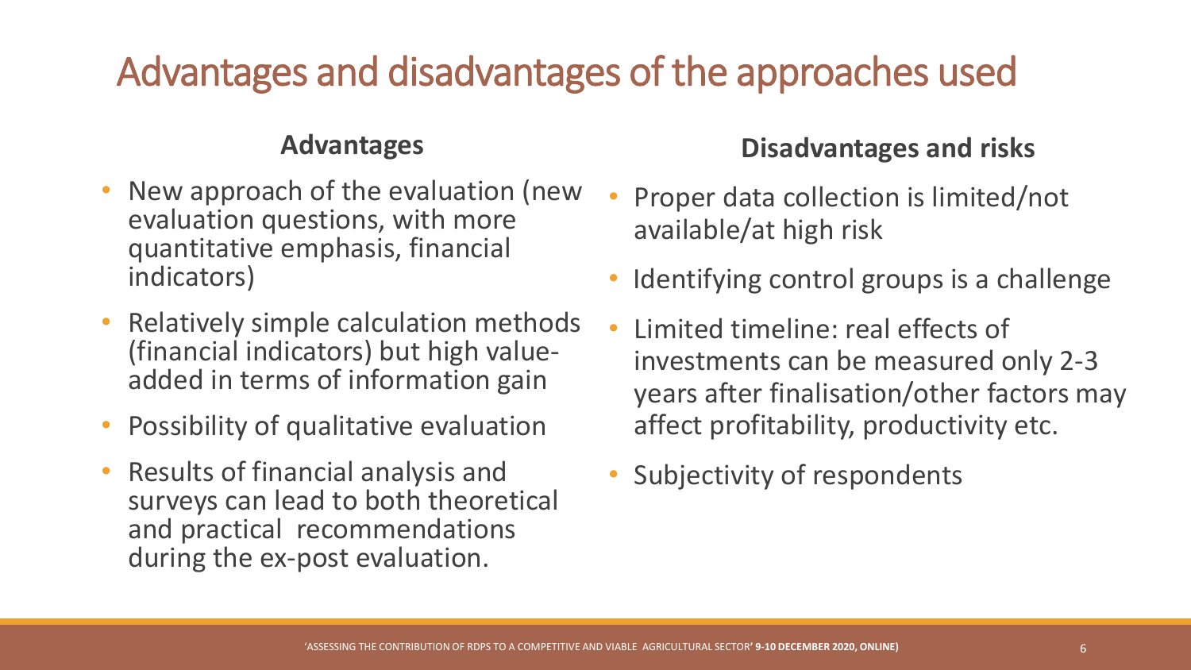# Advantages and disadvantages of the approaches used

## Advantages

- New approach of the evaluation (new evaluation questions, with more quantitative emphasis, financial indicators)
- Relatively simple calculation methods (financial indicators) but high value-added in terms of information gain
- Possibility of qualitative evaluation
- Results of financial analysis and surveys can lead to both theoretical and practical recommendations during the ex-post evaluation.

## Disadvantages and risks

- Proper data collection is limited/not available/at high risk
- Identifying control groups is a challenge
- Limited timeline: real effects of investments can be measured only 2-3 years after finalisation/other factors may affect profitability, productivity etc.
- Subjectivity of respondents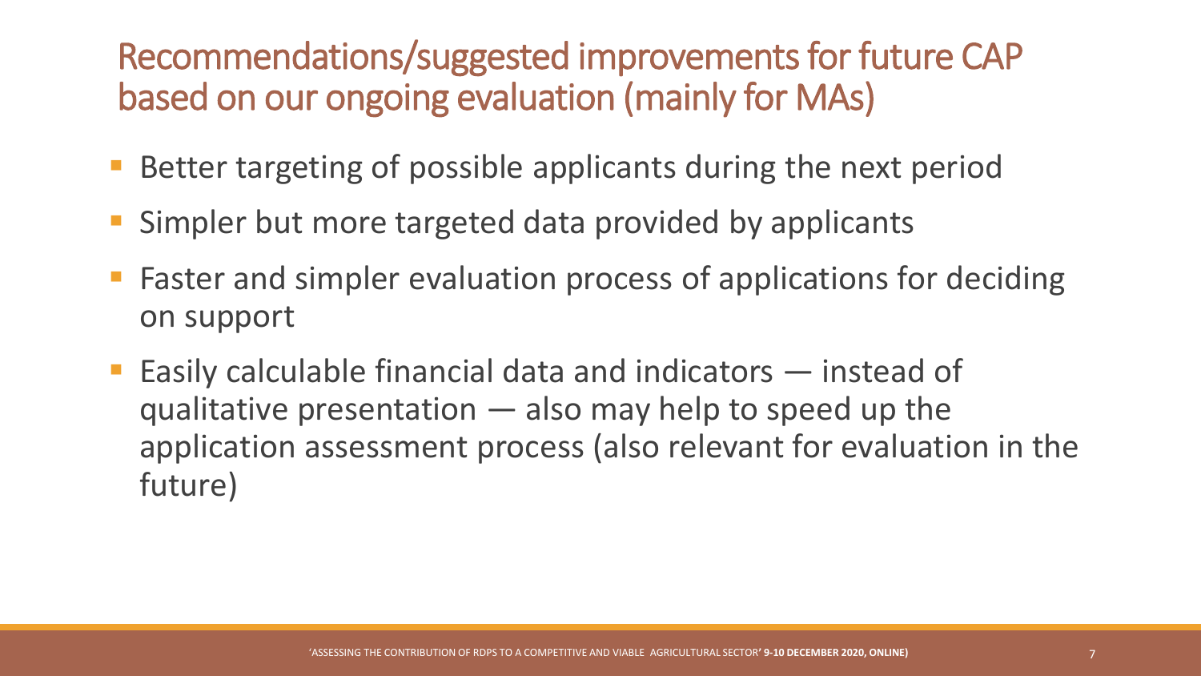# Recommendations/suggested improvements for future CAP based on our ongoing evaluation (mainly for MAs)

- Better targeting of possible applicants during the next period
- Simpler but more targeted data provided by applicants
- Faster and simpler evaluation process of applications for deciding on support
- Easily calculable financial data and indicators — instead of qualitative presentation — also may help to speed up the application assessment process (also relevant for evaluation in the future)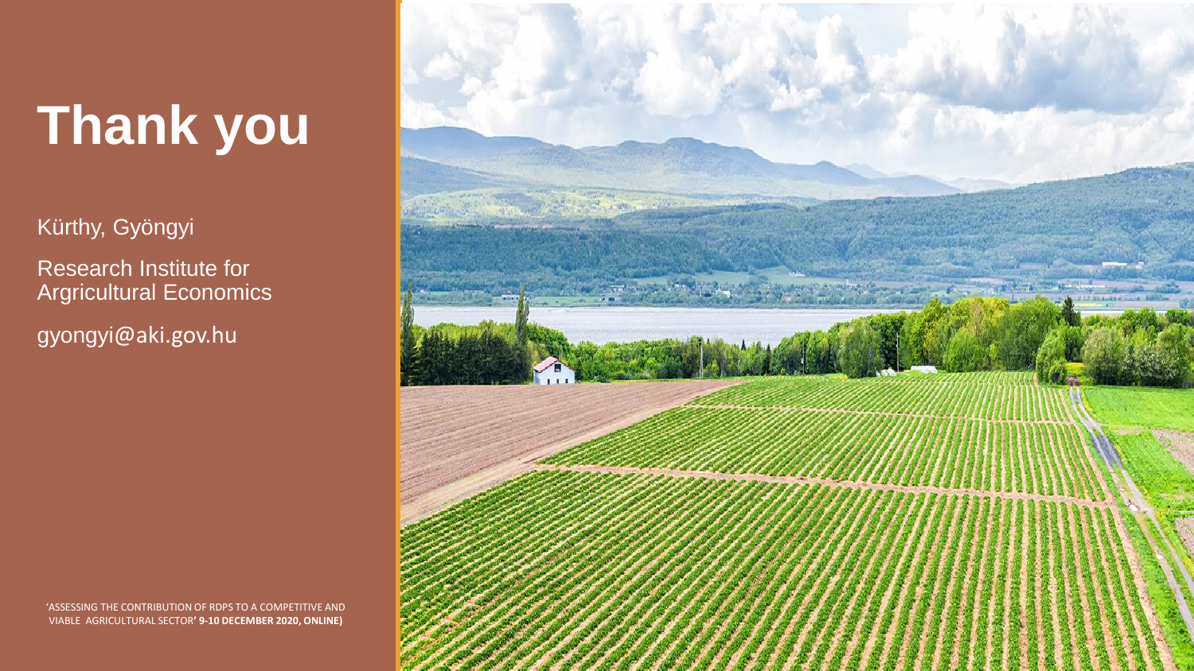# Thank you

Kürthy, Gyöngyi

Research Institute for Argricultural Economics

gyongyi@aki.gov.hu

'ASSESSING THE CONTRIBUTION OF RDPS TO A COMPETITIVE AND VIABLE AGRICULTURAL SECTOR' **9-10 DECEMBER 2020, ONLINE)**